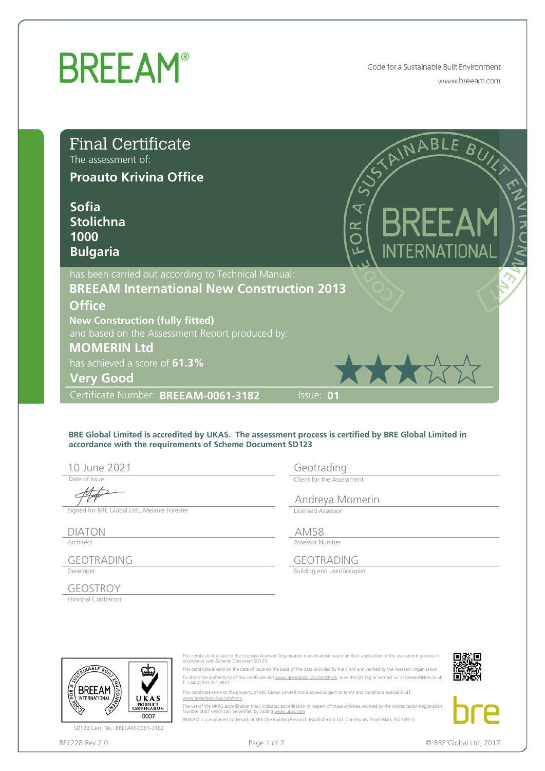# BREEAM®

Code for a Sustainable Built Environment
www.breeam.com

## Final Certificate

The assessment of:

**Proauto Krivina Office**

**Sofia**
**Stolichna**
**1000**
**Bulgaria**

has been carried out according to Technical Manual:

**BREEAM International New Construction 2013**

**Office**

**New Construction (fully fitted)**

and based on the Assessment Report produced by:

**MOMERIN Ltd**

has achieved a score of **61.3%**

**Very Good**

★★★☆☆

Certificate Number: **BREEAM-0061-3182** Issue: **01**

**BRE Global Limited is accredited by UKAS. The assessment process is certified by BRE Global Limited in accordance with the requirements of Scheme Document SD123**

| | |
|---|---|
| 10 June 2021<br>Date of Issue | Geotrading<br>Client for the Assessment |
| Signed for BRE Global Ltd., Melanie Forester | Andreya Momerin<br>Licensed Assessor |
| DIATON<br>Architect | AM58<br>Assessor Number |
| GEOTRADING<br>Developer | GEOTRADING<br>Building end user/occupier |
| GEOSTROY<br>Principal Contractor | |

SD123 Cert. No. BREEAM-0061-3182

This certificate is issued to the Licensed Assessor Organisation named above based on their application of the assessment process in accordance with Scheme Document SD123.

This certificate is valid on the date of issue on the basis of the data provided by the client and verified by the Assessor Organisation.

To check the authenticity of this certificate visit www.greenbooklive.com/check, scan the QR Tag or contact us: E: breeam@bre.co.uk T. +44 (0)333 321 8811

This certificate remains the property of BRE Global Limited and is issued subject to terms and conditions available at www.greenbooklive.com/term .

The use of the UKAS accreditation mark indicates accreditation in respect of those activities covered by the Accreditation Registration Number 0007 which can be verified by visiting www.ukas.com

BREEAM is a registered trademark of BRE (the Building Research Establishment Ltd. Community Trade Mark E5778551)

BF1228 Rev 2.0

© BRE Global Ltd, 2017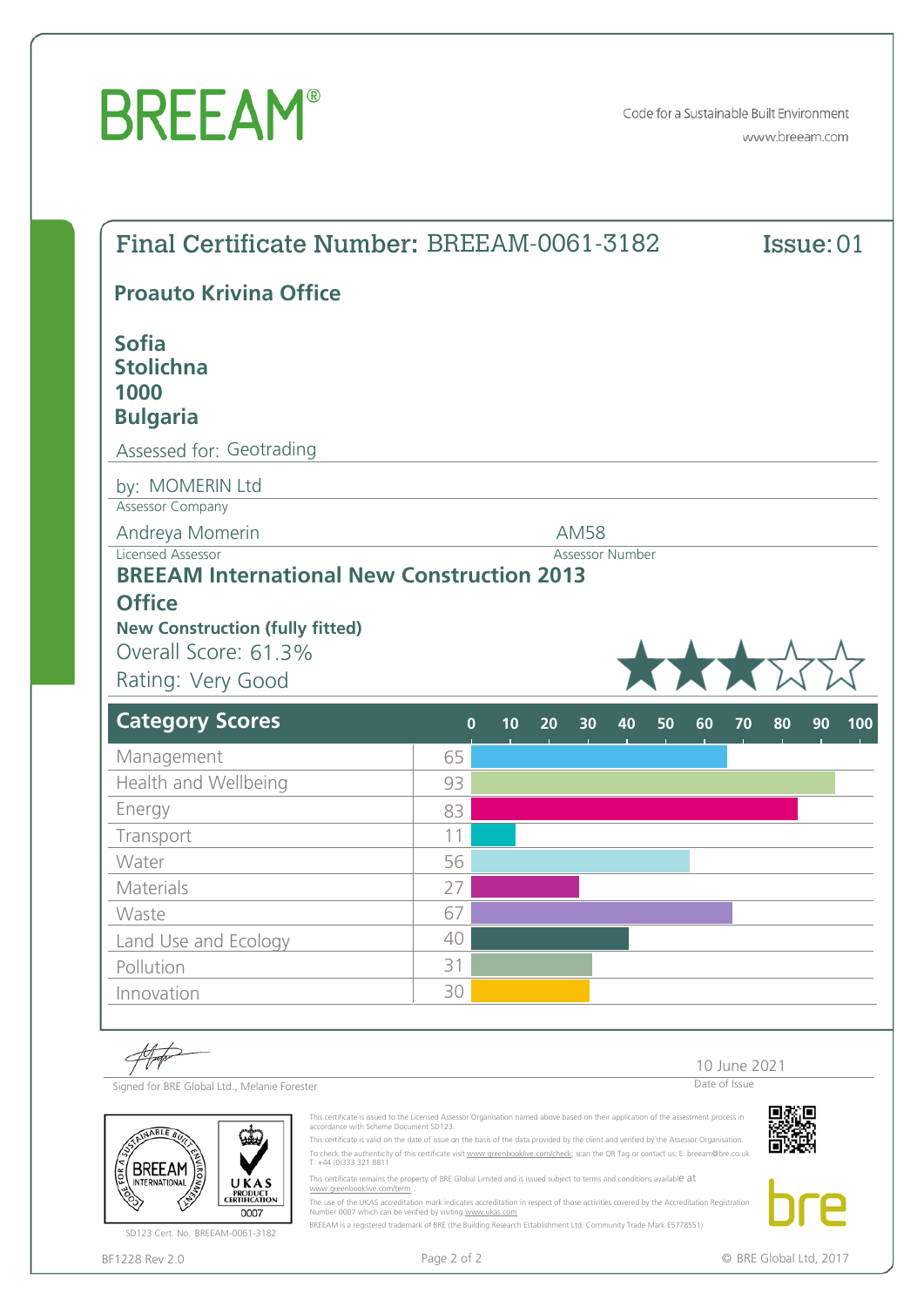# BREEAM®

Code for a Sustainable Built Environment
www.breeam.com

## Final Certificate Number: BREEAM-0061-3182 Issue: 01

### Proauto Krivina Office

**Sofia**
**Stolichna**
**1000**
**Bulgaria**

Assessed for: Geotrading

by: MOMERIN Ltd
Assessor Company

Andreya Momerin — AM58
Licensed Assessor — Assessor Number

**BREEAM International New Construction 2013**

**Office**

**New Construction (fully fitted)**

Overall Score: 61.3%

Rating: Very Good

### Category Scores

0 10 20 30 40 50 60 70 80 90 100

Management 65
Health and Wellbeing 93
Energy 83
Transport 11
Water 56
Materials 27
Waste 67
Land Use and Ecology 40
Pollution 31
Innovation 30

Signed for BRE Global Ltd., Melanie Forester

10 June 2021
Date of Issue

CODE FOR A SUSTAINABLE BUILT ENVIRONMENT — BREEAM INTERNATIONAL

UKAS PRODUCT CERTIFICATION 0007

SD123 Cert. No. BREEAM-0061-3182

This certificate is issued to the Licensed Assessor Organisation named above based on their application of the assessment process in accordance with Scheme Document SD123.

This certificate is valid on the date of issue on the basis of the data provided by the client and verified by the Assessor Organisation.

To check the authenticity of this certificate visit www.greenbooklive.com/check, scan the QR Tag or contact us: E: breeam@bre.co.uk T. +44 (0)333 321 8811

This certificate remains the property of BRE Global Limited and is issued subject to terms and conditions available at www.greenbooklive.com/term .

The use of the UKAS accreditation mark indicates accreditation in respect of those activities covered by the Accreditation Registration Number 0007 which can be verified by visiting www.ukas.com

BREEAM is a registered trademark of BRE (the Building Research Establishment Ltd. Community Trade Mark E5778551)

bre

BF1228 Rev 2.0

© BRE Global Ltd, 2017